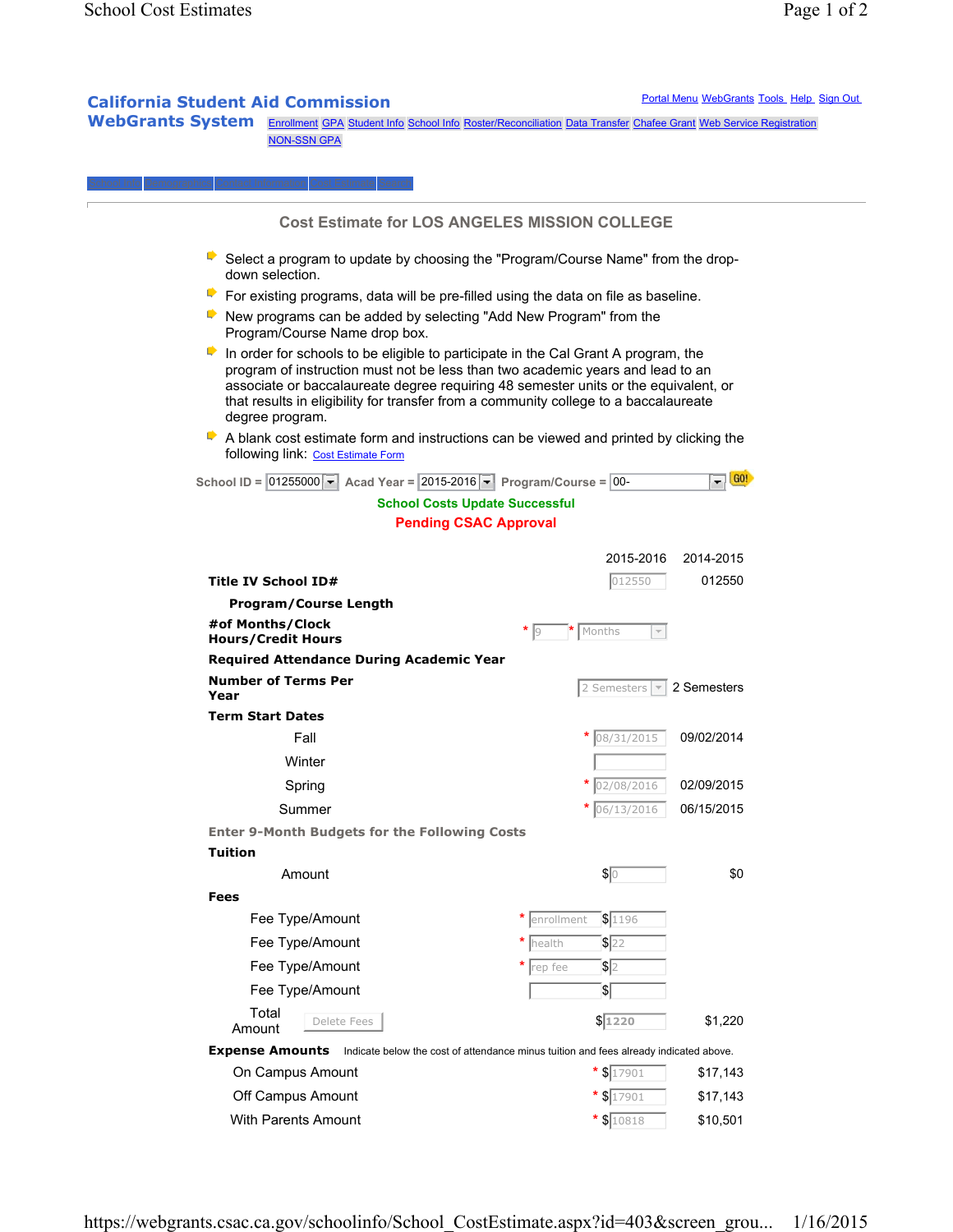**California Student Aid Commission**
**WebGrants System**

Portal Menu WebGrants Tools Help Sign Out

Enrollment GPA Student Info School Info Roster/Reconciliation Data Transfer Chafee Grant Web Service Registration NON-SSN GPA

## Cost Estimate for LOS ANGELES MISSION COLLEGE

- Select a program to update by choosing the "Program/Course Name" from the drop-down selection.
- For existing programs, data will be pre-filled using the data on file as baseline.
- New programs can be added by selecting "Add New Program" from the Program/Course Name drop box.
- In order for schools to be eligible to participate in the Cal Grant A program, the program of instruction must not be less than two academic years and lead to an associate or baccalaureate degree requiring 48 semester units or the equivalent, or that results in eligibility for transfer from a community college to a baccalaureate degree program.
- A blank cost estimate form and instructions can be viewed and printed by clicking the following link: Cost Estimate Form

School ID = 01255000 Acad Year = 2015-2016 Program/Course = 00- GO!

**School Costs Update Successful**

**Pending CSAC Approval**

| | | 2015-2016 | 2014-2015 |
|---|---|---|---|
| **Title IV School ID#** | | 012550 | 012550 |
| **Program/Course Length** | | | |
| **#of Months/Clock Hours/Credit Hours** | | * 9 * Months | |
| **Required Attendance During Academic Year** | | | |
| **Number of Terms Per Year** | | 2 Semesters | 2 Semesters |
| **Term Start Dates** | | | |
| | Fall | * 08/31/2015 | 09/02/2014 |
| | Winter | | |
| | Spring | * 02/08/2016 | 02/09/2015 |
| | Summer | * 06/13/2016 | 06/15/2015 |
| **Enter 9-Month Budgets for the Following Costs** | | | |
| **Tuition** | | | |
| | Amount | $0 | $0 |
| **Fees** | | | |
| | Fee Type/Amount | * enrollment $1196 | |
| | Fee Type/Amount | * health $22 | |
| | Fee Type/Amount | * rep fee $2 | |
| | Fee Type/Amount | $ | |
| | Total Amount (Delete Fees) | $1220 | $1,220 |
| **Expense Amounts** | Indicate below the cost of attendance minus tuition and fees already indicated above. | | |
| | On Campus Amount | * $17901 | $17,143 |
| | Off Campus Amount | * $17901 | $17,143 |
| | With Parents Amount | * $10818 | $10,501 |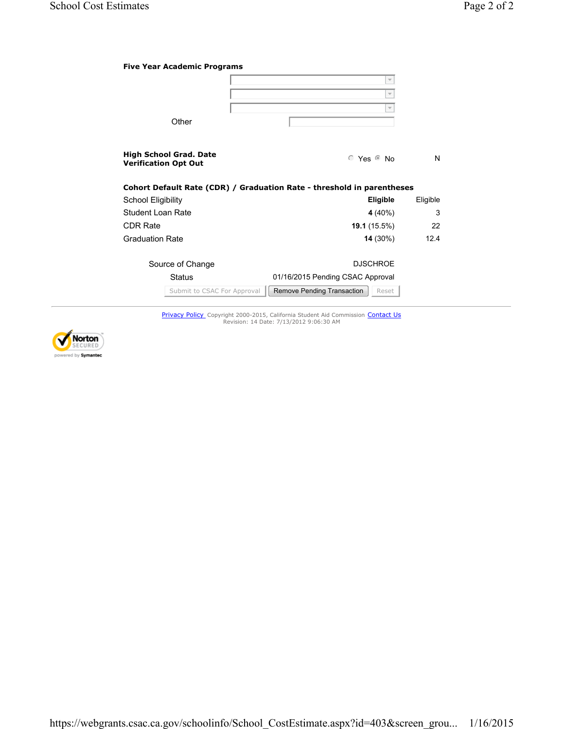**Five Year Academic Programs**

Other

**High School Grad. Date Verification Opt Out** ○ Yes ◉ No N

**Cohort Default Rate (CDR) / Graduation Rate - threshold in parentheses**

| | | |
|---|---|---|
| School Eligibility | **Eligible** | Eligible |
| Student Loan Rate | **4** (40%) | 3 |
| CDR Rate | **19.1** (15.5%) | 22 |
| Graduation Rate | **14** (30%) | 12.4 |

| | |
|---|---|
| Source of Change | DJSCHROE |
| Status | 01/16/2015 Pending CSAC Approval |

Submit to CSAC For Approval | Remove Pending Transaction | Reset

Privacy Policy Copyright 2000-2015, California Student Aid Commission Contact Us
Revision: 14 Date: 7/13/2012 9:06:30 AM

Norton SECURED powered by Symantec